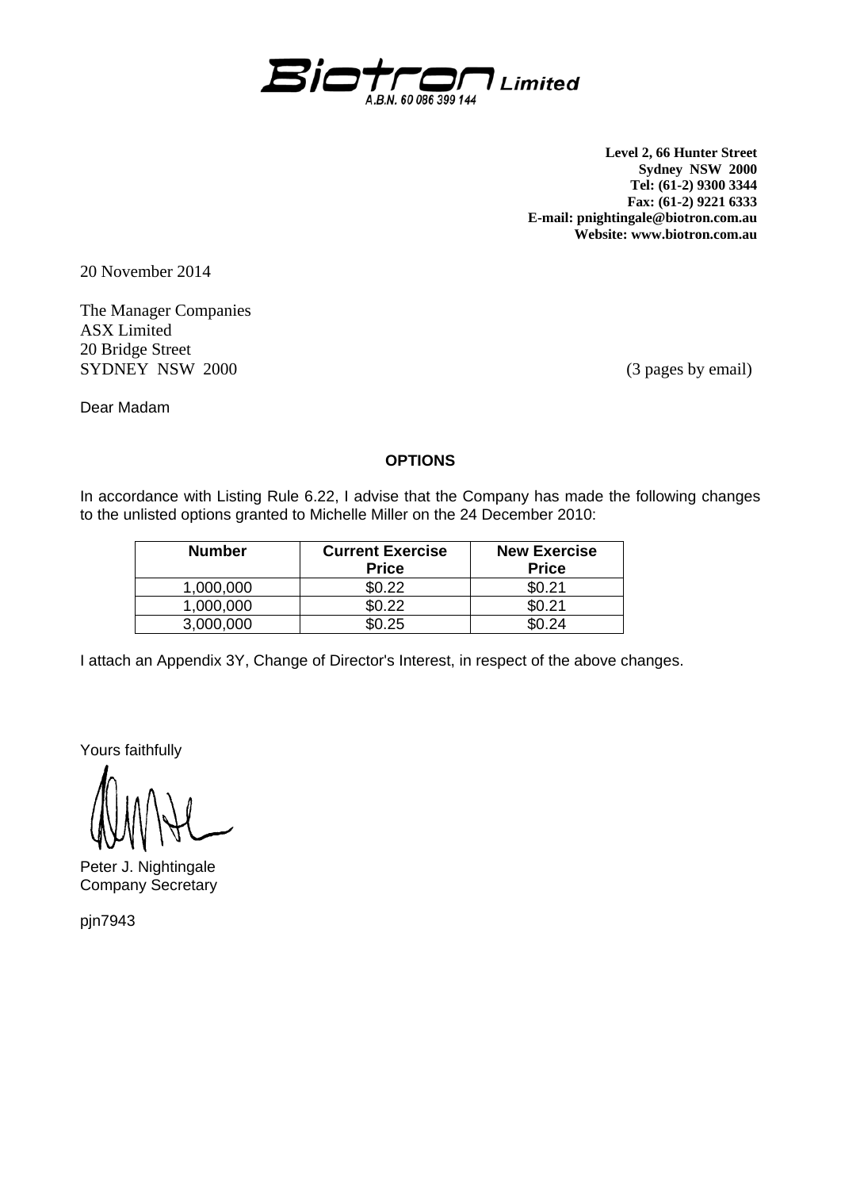**Biotron Limited**
A.B.N. 60 086 399 144

**Level 2, 66 Hunter Street**
**Sydney NSW 2000**
**Tel: (61-2) 9300 3344**
**Fax: (61-2) 9221 6333**
**E-mail: pnightingale@biotron.com.au**
**Website: www.biotron.com.au**

20 November 2014

The Manager Companies
ASX Limited
20 Bridge Street
SYDNEY NSW 2000

(3 pages by email)

Dear Madam

**OPTIONS**

In accordance with Listing Rule 6.22, I advise that the Company has made the following changes to the unlisted options granted to Michelle Miller on the 24 December 2010:

| Number | Current Exercise Price | New Exercise Price |
|---|---|---|
| 1,000,000 | $0.22 | $0.21 |
| 1,000,000 | $0.22 | $0.21 |
| 3,000,000 | $0.25 | $0.24 |

I attach an Appendix 3Y, Change of Director's Interest, in respect of the above changes.

Yours faithfully

Peter J. Nightingale
Company Secretary

pjn7943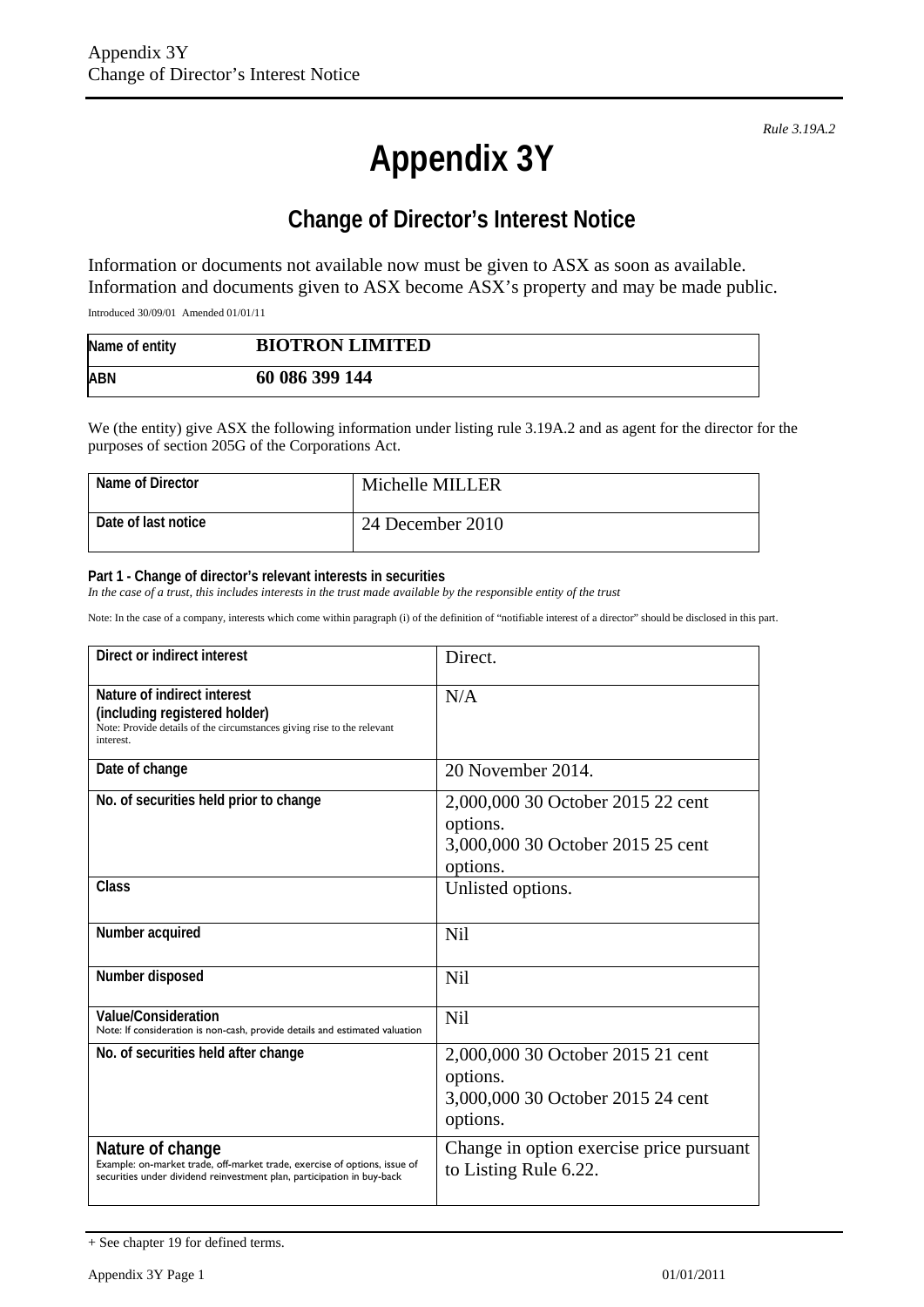*Rule 3.19A.2*

# Appendix 3Y

## Change of Director's Interest Notice

Information or documents not available now must be given to ASX as soon as available. Information and documents given to ASX become ASX's property and may be made public.

Introduced 30/09/01 Amended 01/01/11

| | |
|---|---|
| Name of entity | **BIOTRON LIMITED** |
| ABN | **60 086 399 144** |

We (the entity) give ASX the following information under listing rule 3.19A.2 and as agent for the director for the purposes of section 205G of the Corporations Act.

| | |
|---|---|
| Name of Director | Michelle MILLER |
| Date of last notice | 24 December 2010 |

**Part 1 - Change of director's relevant interests in securities**

*In the case of a trust, this includes interests in the trust made available by the responsible entity of the trust*

Note: In the case of a company, interests which come within paragraph (i) of the definition of "notifiable interest of a director" should be disclosed in this part.

| | |
|---|---|
| Direct or indirect interest | Direct. |
| Nature of indirect interest (including registered holder) Note: Provide details of the circumstances giving rise to the relevant interest. | N/A |
| Date of change | 20 November 2014. |
| No. of securities held prior to change | 2,000,000 30 October 2015 22 cent options. 3,000,000 30 October 2015 25 cent options. |
| Class | Unlisted options. |
| Number acquired | Nil |
| Number disposed | Nil |
| Value/Consideration Note: If consideration is non-cash, provide details and estimated valuation | Nil |
| No. of securities held after change | 2,000,000 30 October 2015 21 cent options. 3,000,000 30 October 2015 24 cent options. |
| Nature of change Example: on-market trade, off-market trade, exercise of options, issue of securities under dividend reinvestment plan, participation in buy-back | Change in option exercise price pursuant to Listing Rule 6.22. |

+ See chapter 19 for defined terms.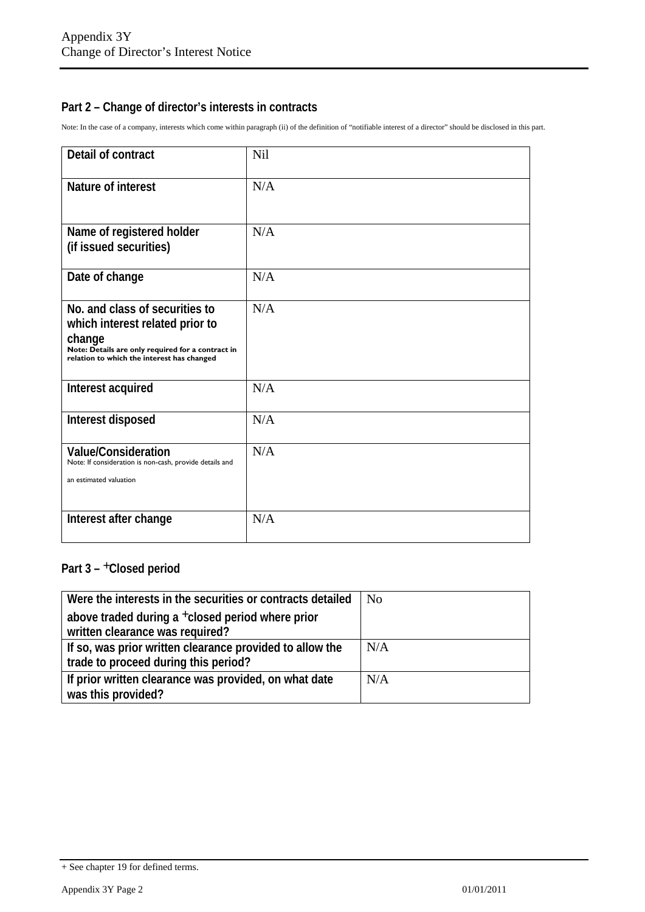## Part 2 – Change of director's interests in contracts

Note: In the case of a company, interests which come within paragraph (ii) of the definition of "notifiable interest of a director" should be disclosed in this part.

| | |
|---|---|
| **Detail of contract** | Nil |
| **Nature of interest** | N/A |
| **Name of registered holder (if issued securities)** | N/A |
| **Date of change** | N/A |
| **No. and class of securities to which interest related prior to change** Note: Details are only required for a contract in relation to which the interest has changed | N/A |
| **Interest acquired** | N/A |
| **Interest disposed** | N/A |
| **Value/Consideration** Note: If consideration is non-cash, provide details and an estimated valuation | N/A |
| **Interest after change** | N/A |

## Part 3 – +Closed period

| | |
|---|---|
| **Were the interests in the securities or contracts detailed above traded during a +closed period where prior written clearance was required?** | No |
| **If so, was prior written clearance provided to allow the trade to proceed during this period?** | N/A |
| **If prior written clearance was provided, on what date was this provided?** | N/A |

+ See chapter 19 for defined terms.